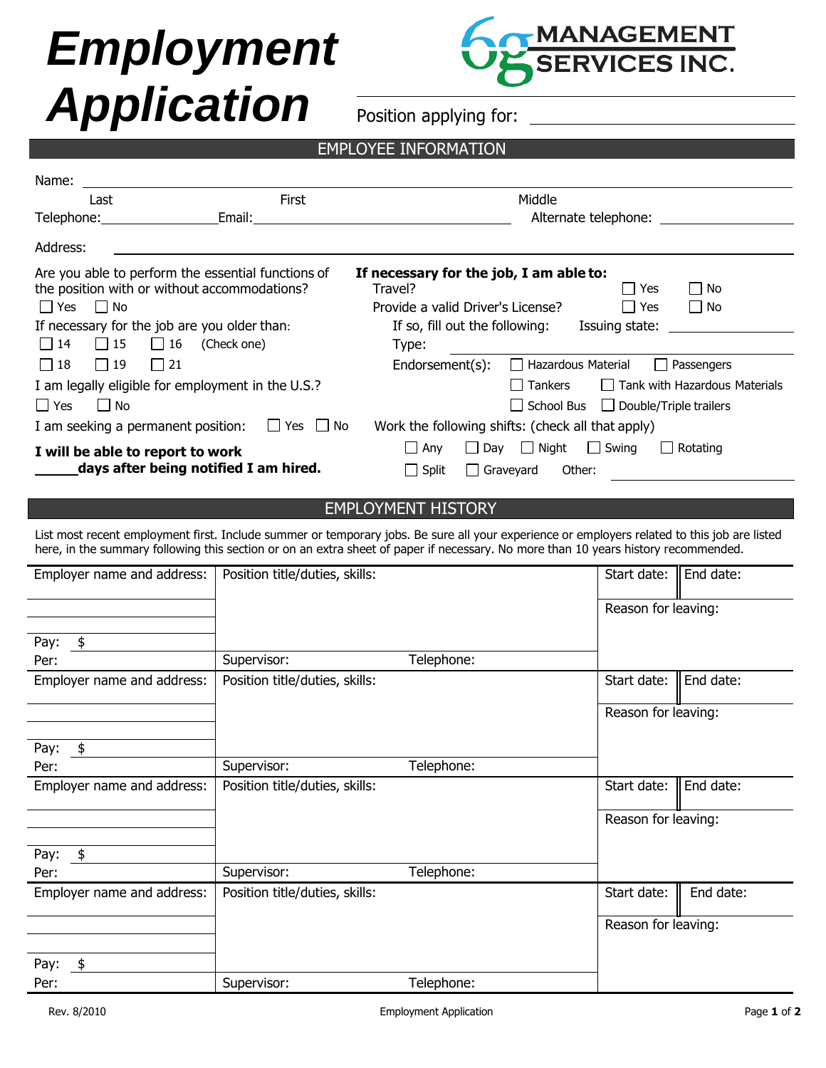# Employment Application

**6g MANAGEMENT SERVICES INC.**

Position applying for: ______________________

## EMPLOYEE INFORMATION

Name: ______________________________________________
Last | First | Middle

Telephone: ______________ Email: ______________________ Alternate telephone: ______________

Address: ______________________________________________

Are you able to perform the essential functions of the position with or without accommodations?
☐ Yes ☐ No

If necessary for the job are you older than:
☐ 14 ☐ 15 ☐ 16 (Check one)
☐ 18 ☐ 19 ☐ 21

I am legally eligible for employment in the U.S.?
☐ Yes ☐ No

I am seeking a permanent position: ☐ Yes ☐ No

**I will be able to report to work ______ days after being notified I am hired.**

**If necessary for the job, I am able to:**

Travel? ☐ Yes ☐ No

Provide a valid Driver's License? ☐ Yes ☐ No

If so, fill out the following: Issuing state: ______________

Type: ______________________

Endorsement(s): ☐ Hazardous Material ☐ Passengers ☐ Tankers ☐ Tank with Hazardous Materials ☐ School Bus ☐ Double/Triple trailers

Work the following shifts: (check all that apply)
☐ Any ☐ Day ☐ Night ☐ Swing ☐ Rotating ☐ Split ☐ Graveyard Other: ______________

## EMPLOYMENT HISTORY

List most recent employment first. Include summer or temporary jobs. Be sure all your experience or employers related to this job are listed here, in the summary following this section or on an extra sheet of paper if necessary. No more than 10 years history recommended.

| Employer name and address: | Position title/duties, skills: | | Start date: | End date: |
|---|---|---|---|---|
| | | | Reason for leaving: | |
| Pay: $ | | | | |
| Per: | Supervisor: | Telephone: | | |
| Employer name and address: | Position title/duties, skills: | | Start date: | End date: |
| | | | Reason for leaving: | |
| Pay: $ | | | | |
| Per: | Supervisor: | Telephone: | | |
| Employer name and address: | Position title/duties, skills: | | Start date: | End date: |
| | | | Reason for leaving: | |
| Pay: $ | | | | |
| Per: | Supervisor: | Telephone: | | |
| Employer name and address: | Position title/duties, skills: | | Start date: | End date: |
| | | | Reason for leaving: | |
| Pay: $ | | | | |
| Per: | Supervisor: | Telephone: | | |

Rev. 8/2010 Employment Application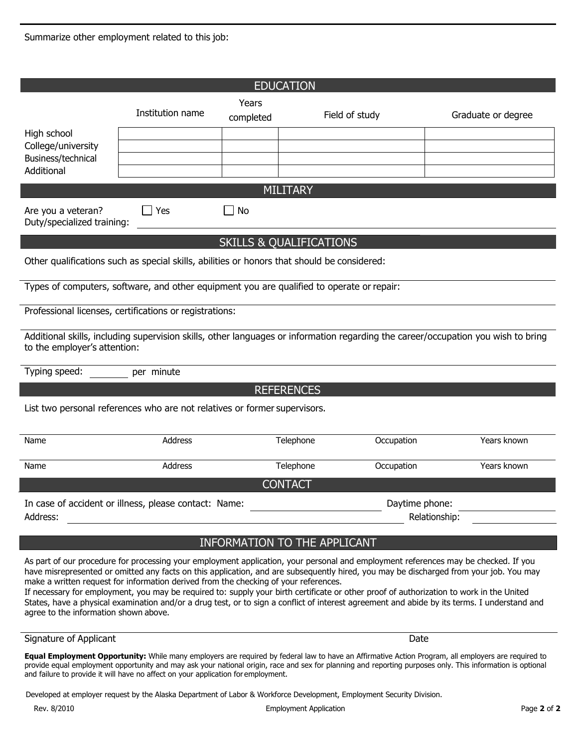Summarize other employment related to this job:

## EDUCATION

| | Institution name | Years completed | Field of study | Graduate or degree |
|---|---|---|---|---|
| High school | | | | |
| College/university | | | | |
| Business/technical | | | | |
| Additional | | | | |

## MILITARY

Are you a veteran? ☐ Yes ☐ No

Duty/specialized training:

## SKILLS & QUALIFICATIONS

Other qualifications such as special skills, abilities or honors that should be considered:

Types of computers, software, and other equipment you are qualified to operate or repair:

Professional licenses, certifications or registrations:

Additional skills, including supervision skills, other languages or information regarding the career/occupation you wish to bring to the employer's attention:

Typing speed: ________ per minute

## REFERENCES

List two personal references who are not relatives or former supervisors.

| Name | Address | Telephone | Occupation | Years known |
|---|---|---|---|---|
| | | | | |
| | | | | |

## CONTACT

In case of accident or illness, please contact: Name: ____________ Daytime phone: ____________

Address: ____________ Relationship: ____________

## INFORMATION TO THE APPLICANT

As part of our procedure for processing your employment application, your personal and employment references may be checked. If you have misrepresented or omitted any facts on this application, and are subsequently hired, you may be discharged from your job. You may make a written request for information derived from the checking of your references.

If necessary for employment, you may be required to: supply your birth certificate or other proof of authorization to work in the United States, have a physical examination and/or a drug test, or to sign a conflict of interest agreement and abide by its terms. I understand and agree to the information shown above.

Signature of Applicant Date

**Equal Employment Opportunity:** While many employers are required by federal law to have an Affirmative Action Program, all employers are required to provide equal employment opportunity and may ask your national origin, race and sex for planning and reporting purposes only. This information is optional and failure to provide it will have no affect on your application for employment.

Developed at employer request by the Alaska Department of Labor & Workforce Development, Employment Security Division.

Rev. 8/2010 Employment Application